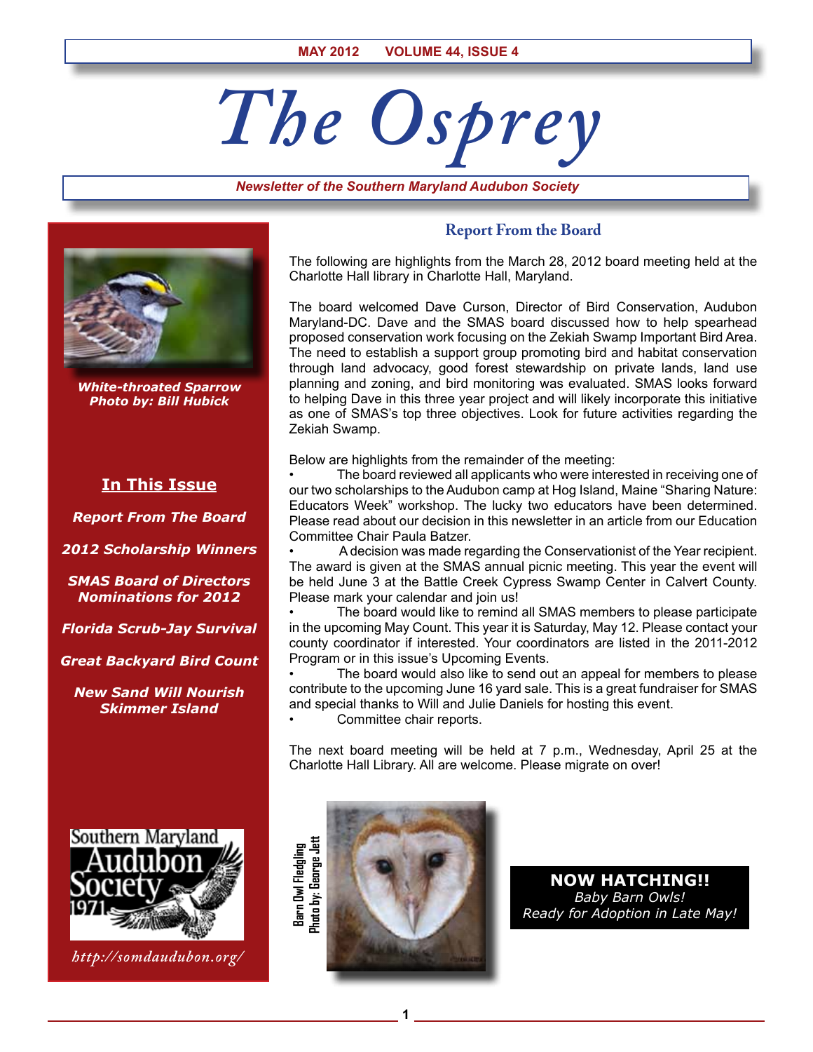MAY 2012 VOLUME 44, ISSUE 4

# The Osprey

*Newsletter of the Southern Maryland Audubon Society*

*White-throated Sparrow*
*Photo by: Bill Hubick*

## In This Issue

*Report From The Board*

*2012 Scholarship Winners*

*SMAS Board of Directors Nominations for 2012*

*Florida Scrub-Jay Survival*

*Great Backyard Bird Count*

*New Sand Will Nourish Skimmer Island*

Southern Maryland Audubon Society 1971

*http://somdaudubon.org/*

## Report From the Board

The following are highlights from the March 28, 2012 board meeting held at the Charlotte Hall library in Charlotte Hall, Maryland.

The board welcomed Dave Curson, Director of Bird Conservation, Audubon Maryland-DC. Dave and the SMAS board discussed how to help spearhead proposed conservation work focusing on the Zekiah Swamp Important Bird Area. The need to establish a support group promoting bird and habitat conservation through land advocacy, good forest stewardship on private lands, land use planning and zoning, and bird monitoring was evaluated. SMAS looks forward to helping Dave in this three year project and will likely incorporate this initiative as one of SMAS's top three objectives. Look for future activities regarding the Zekiah Swamp.

Below are highlights from the remainder of the meeting:

- The board reviewed all applicants who were interested in receiving one of our two scholarships to the Audubon camp at Hog Island, Maine "Sharing Nature: Educators Week" workshop. The lucky two educators have been determined. Please read about our decision in this newsletter in an article from our Education Committee Chair Paula Batzer.
- A decision was made regarding the Conservationist of the Year recipient. The award is given at the SMAS annual picnic meeting. This year the event will be held June 3 at the Battle Creek Cypress Swamp Center in Calvert County. Please mark your calendar and join us!
- The board would like to remind all SMAS members to please participate in the upcoming May Count. This year it is Saturday, May 12. Please contact your county coordinator if interested. Your coordinators are listed in the 2011-2012 Program or in this issue's Upcoming Events.
- The board would also like to send out an appeal for members to please contribute to the upcoming June 16 yard sale. This is a great fundraiser for SMAS and special thanks to Will and Julie Daniels for hosting this event.
- Committee chair reports.

The next board meeting will be held at 7 p.m., Wednesday, April 25 at the Charlotte Hall Library. All are welcome. Please migrate on over!

Barn Owl Fledgling
Photo by: George Jett

**NOW HATCHING!!**
*Baby Barn Owls!*
*Ready for Adoption in Late May!*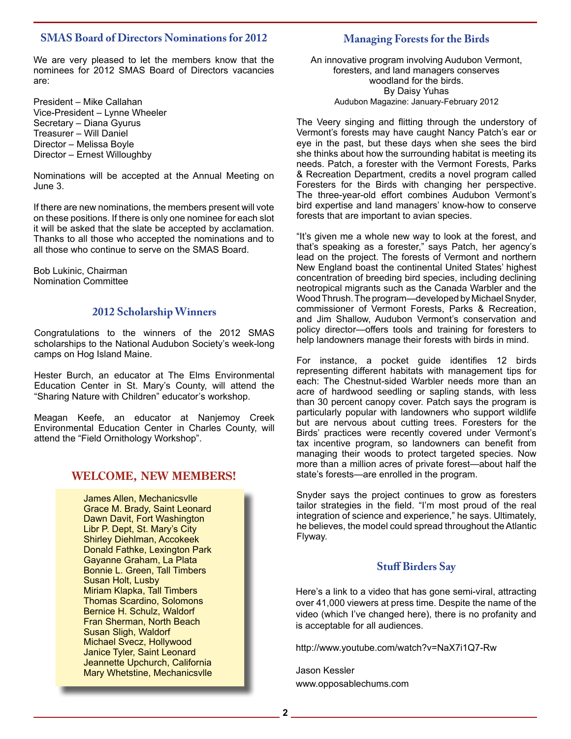## SMAS Board of Directors Nominations for 2012

We are very pleased to let the members know that the nominees for 2012 SMAS Board of Directors vacancies are:

President – Mike Callahan
Vice-President – Lynne Wheeler
Secretary – Diana Gyurus
Treasurer – Will Daniel
Director – Melissa Boyle
Director – Ernest Willoughby

Nominations will be accepted at the Annual Meeting on June 3.

If there are new nominations, the members present will vote on these positions. If there is only one nominee for each slot it will be asked that the slate be accepted by acclamation. Thanks to all those who accepted the nominations and to all those who continue to serve on the SMAS Board.

Bob Lukinic, Chairman
Nomination Committee

## 2012 Scholarship Winners

Congratulations to the winners of the 2012 SMAS scholarships to the National Audubon Society's week-long camps on Hog Island Maine.

Hester Burch, an educator at The Elms Environmental Education Center in St. Mary's County, will attend the "Sharing Nature with Children" educator's workshop.

Meagan Keefe, an educator at Nanjemoy Creek Environmental Education Center in Charles County, will attend the "Field Ornithology Workshop".

## WELCOME, NEW MEMBERS!

James Allen, Mechanicsvlle
Grace M. Brady, Saint Leonard
Dawn Davit, Fort Washington
Libr P. Dept, St. Mary's City
Shirley Diehlman, Accokeek
Donald Fathke, Lexington Park
Gayanne Graham, La Plata
Bonnie L. Green, Tall Timbers
Susan Holt, Lusby
Miriam Klapka, Tall Timbers
Thomas Scardino, Solomons
Bernice H. Schulz, Waldorf
Fran Sherman, North Beach
Susan Sligh, Waldorf
Michael Svecz, Hollywood
Janice Tyler, Saint Leonard
Jeannette Upchurch, California
Mary Whetstine, Mechanicsvlle

## Managing Forests for the Birds

An innovative program involving Audubon Vermont, foresters, and land managers conserves woodland for the birds.
By Daisy Yuhas
Audubon Magazine: January-February 2012

The Veery singing and flitting through the understory of Vermont's forests may have caught Nancy Patch's ear or eye in the past, but these days when she sees the bird she thinks about how the surrounding habitat is meeting its needs. Patch, a forester with the Vermont Forests, Parks & Recreation Department, credits a novel program called Foresters for the Birds with changing her perspective. The three-year-old effort combines Audubon Vermont's bird expertise and land managers' know-how to conserve forests that are important to avian species.

"It's given me a whole new way to look at the forest, and that's speaking as a forester," says Patch, her agency's lead on the project. The forests of Vermont and northern New England boast the continental United States' highest concentration of breeding bird species, including declining neotropical migrants such as the Canada Warbler and the Wood Thrush. The program—developed by Michael Snyder, commissioner of Vermont Forests, Parks & Recreation, and Jim Shallow, Audubon Vermont's conservation and policy director—offers tools and training for foresters to help landowners manage their forests with birds in mind.

For instance, a pocket guide identifies 12 birds representing different habitats with management tips for each: The Chestnut-sided Warbler needs more than an acre of hardwood seedling or sapling stands, with less than 30 percent canopy cover. Patch says the program is particularly popular with landowners who support wildlife but are nervous about cutting trees. Foresters for the Birds' practices were recently covered under Vermont's tax incentive program, so landowners can benefit from managing their woods to protect targeted species. Now more than a million acres of private forest—about half the state's forests—are enrolled in the program.

Snyder says the project continues to grow as foresters tailor strategies in the field. "I'm most proud of the real integration of science and experience," he says. Ultimately, he believes, the model could spread throughout the Atlantic Flyway.

## Stuff Birders Say

Here's a link to a video that has gone semi-viral, attracting over 41,000 viewers at press time. Despite the name of the video (which I've changed here), there is no profanity and is acceptable for all audiences.

http://www.youtube.com/watch?v=NaX7i1Q7-Rw

Jason Kessler
www.opposablechums.com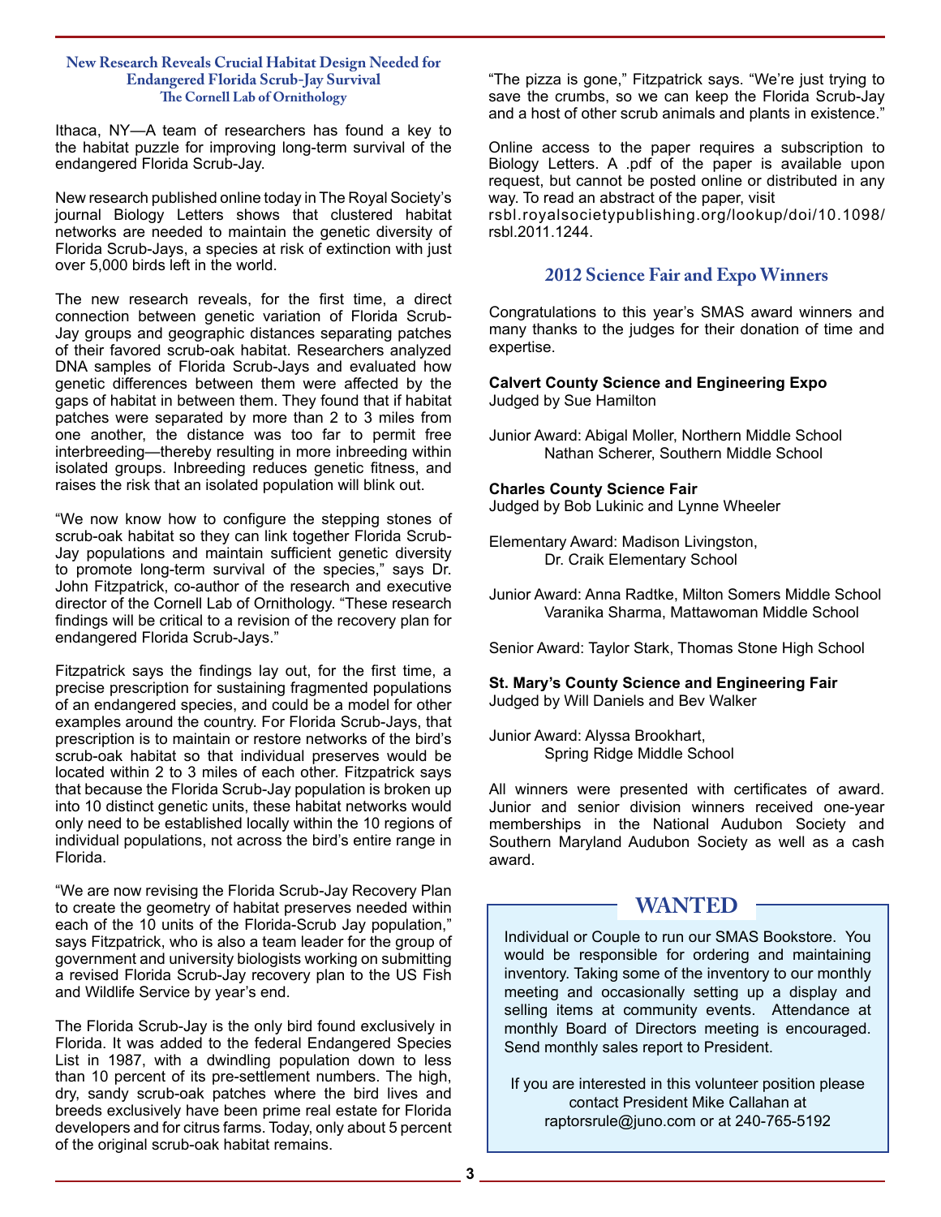## New Research Reveals Crucial Habitat Design Needed for Endangered Florida Scrub-Jay Survival

**The Cornell Lab of Ornithology**

Ithaca, NY—A team of researchers has found a key to the habitat puzzle for improving long-term survival of the endangered Florida Scrub-Jay.

New research published online today in The Royal Society's journal Biology Letters shows that clustered habitat networks are needed to maintain the genetic diversity of Florida Scrub-Jays, a species at risk of extinction with just over 5,000 birds left in the world.

The new research reveals, for the first time, a direct connection between genetic variation of Florida Scrub-Jay groups and geographic distances separating patches of their favored scrub-oak habitat. Researchers analyzed DNA samples of Florida Scrub-Jays and evaluated how genetic differences between them were affected by the gaps of habitat in between them. They found that if habitat patches were separated by more than 2 to 3 miles from one another, the distance was too far to permit free interbreeding—thereby resulting in more inbreeding within isolated groups. Inbreeding reduces genetic fitness, and raises the risk that an isolated population will blink out.

"We now know how to configure the stepping stones of scrub-oak habitat so they can link together Florida Scrub-Jay populations and maintain sufficient genetic diversity to promote long-term survival of the species," says Dr. John Fitzpatrick, co-author of the research and executive director of the Cornell Lab of Ornithology. "These research findings will be critical to a revision of the recovery plan for endangered Florida Scrub-Jays."

Fitzpatrick says the findings lay out, for the first time, a precise prescription for sustaining fragmented populations of an endangered species, and could be a model for other examples around the country. For Florida Scrub-Jays, that prescription is to maintain or restore networks of the bird's scrub-oak habitat so that individual preserves would be located within 2 to 3 miles of each other. Fitzpatrick says that because the Florida Scrub-Jay population is broken up into 10 distinct genetic units, these habitat networks would only need to be established locally within the 10 regions of individual populations, not across the bird's entire range in Florida.

"We are now revising the Florida Scrub-Jay Recovery Plan to create the geometry of habitat preserves needed within each of the 10 units of the Florida-Scrub Jay population," says Fitzpatrick, who is also a team leader for the group of government and university biologists working on submitting a revised Florida Scrub-Jay recovery plan to the US Fish and Wildlife Service by year's end.

The Florida Scrub-Jay is the only bird found exclusively in Florida. It was added to the federal Endangered Species List in 1987, with a dwindling population down to less than 10 percent of its pre-settlement numbers. The high, dry, sandy scrub-oak patches where the bird lives and breeds exclusively have been prime real estate for Florida developers and for citrus farms. Today, only about 5 percent of the original scrub-oak habitat remains.

"The pizza is gone," Fitzpatrick says. "We're just trying to save the crumbs, so we can keep the Florida Scrub-Jay and a host of other scrub animals and plants in existence."

Online access to the paper requires a subscription to Biology Letters. A .pdf of the paper is available upon request, but cannot be posted online or distributed in any way. To read an abstract of the paper, visit rsbl.royalsocietypublishing.org/lookup/doi/10.1098/rsbl.2011.1244.

## 2012 Science Fair and Expo Winners

Congratulations to this year's SMAS award winners and many thanks to the judges for their donation of time and expertise.

**Calvert County Science and Engineering Expo**
Judged by Sue Hamilton

Junior Award: Abigal Moller, Northern Middle School
Nathan Scherer, Southern Middle School

**Charles County Science Fair**
Judged by Bob Lukinic and Lynne Wheeler

Elementary Award: Madison Livingston,
Dr. Craik Elementary School

Junior Award: Anna Radtke, Milton Somers Middle School
Varanika Sharma, Mattawoman Middle School

Senior Award: Taylor Stark, Thomas Stone High School

**St. Mary's County Science and Engineering Fair**
Judged by Will Daniels and Bev Walker

Junior Award: Alyssa Brookhart,
Spring Ridge Middle School

All winners were presented with certificates of award. Junior and senior division winners received one-year memberships in the National Audubon Society and Southern Maryland Audubon Society as well as a cash award.

## WANTED

Individual or Couple to run our SMAS Bookstore. You would be responsible for ordering and maintaining inventory. Taking some of the inventory to our monthly meeting and occasionally setting up a display and selling items at community events. Attendance at monthly Board of Directors meeting is encouraged. Send monthly sales report to President.

If you are interested in this volunteer position please contact President Mike Callahan at raptorsrule@juno.com or at 240-765-5192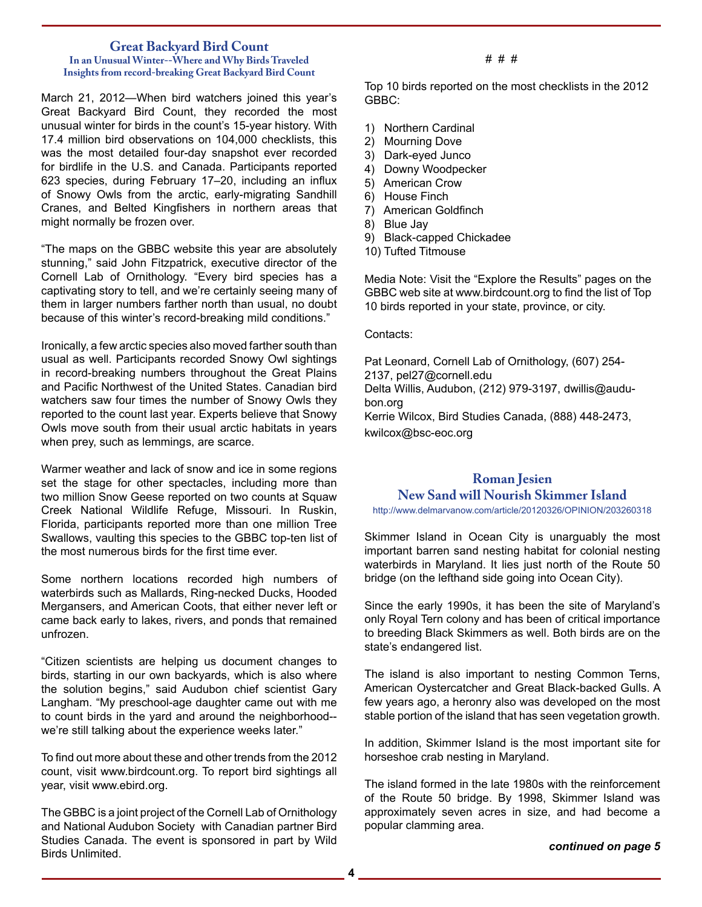## Great Backyard Bird Count

### In an Unusual Winter--Where and Why Birds Traveled
### Insights from record-breaking Great Backyard Bird Count

March 21, 2012—When bird watchers joined this year's Great Backyard Bird Count, they recorded the most unusual winter for birds in the count's 15-year history. With 17.4 million bird observations on 104,000 checklists, this was the most detailed four-day snapshot ever recorded for birdlife in the U.S. and Canada. Participants reported 623 species, during February 17–20, including an influx of Snowy Owls from the arctic, early-migrating Sandhill Cranes, and Belted Kingfishers in northern areas that might normally be frozen over.

"The maps on the GBBC website this year are absolutely stunning," said John Fitzpatrick, executive director of the Cornell Lab of Ornithology. "Every bird species has a captivating story to tell, and we're certainly seeing many of them in larger numbers farther north than usual, no doubt because of this winter's record-breaking mild conditions."

Ironically, a few arctic species also moved farther south than usual as well. Participants recorded Snowy Owl sightings in record-breaking numbers throughout the Great Plains and Pacific Northwest of the United States. Canadian bird watchers saw four times the number of Snowy Owls they reported to the count last year. Experts believe that Snowy Owls move south from their usual arctic habitats in years when prey, such as lemmings, are scarce.

Warmer weather and lack of snow and ice in some regions set the stage for other spectacles, including more than two million Snow Geese reported on two counts at Squaw Creek National Wildlife Refuge, Missouri. In Ruskin, Florida, participants reported more than one million Tree Swallows, vaulting this species to the GBBC top-ten list of the most numerous birds for the first time ever.

Some northern locations recorded high numbers of waterbirds such as Mallards, Ring-necked Ducks, Hooded Mergansers, and American Coots, that either never left or came back early to lakes, rivers, and ponds that remained unfrozen.

"Citizen scientists are helping us document changes to birds, starting in our own backyards, which is also where the solution begins," said Audubon chief scientist Gary Langham. "My preschool-age daughter came out with me to count birds in the yard and around the neighborhood--we're still talking about the experience weeks later."

To find out more about these and other trends from the 2012 count, visit www.birdcount.org. To report bird sightings all year, visit www.ebird.org.

The GBBC is a joint project of the Cornell Lab of Ornithology and National Audubon Society with Canadian partner Bird Studies Canada. The event is sponsored in part by Wild Birds Unlimited.

# # #

Top 10 birds reported on the most checklists in the 2012 GBBC:

1) Northern Cardinal
2) Mourning Dove
3) Dark-eyed Junco
4) Downy Woodpecker
5) American Crow
6) House Finch
7) American Goldfinch
8) Blue Jay
9) Black-capped Chickadee
10) Tufted Titmouse

Media Note: Visit the "Explore the Results" pages on the GBBC web site at www.birdcount.org to find the list of Top 10 birds reported in your state, province, or city.

Contacts:

Pat Leonard, Cornell Lab of Ornithology, (607) 254-2137, pel27@cornell.edu
Delta Willis, Audubon, (212) 979-3197, dwillis@audubon.org
Kerrie Wilcox, Bird Studies Canada, (888) 448-2473, kwilcox@bsc-eoc.org

## Roman Jesien
## New Sand will Nourish Skimmer Island

http://www.delmarvanow.com/article/20120326/OPINION/203260318

Skimmer Island in Ocean City is unarguably the most important barren sand nesting habitat for colonial nesting waterbirds in Maryland. It lies just north of the Route 50 bridge (on the lefthand side going into Ocean City).

Since the early 1990s, it has been the site of Maryland's only Royal Tern colony and has been of critical importance to breeding Black Skimmers as well. Both birds are on the state's endangered list.

The island is also important to nesting Common Terns, American Oystercatcher and Great Black-backed Gulls. A few years ago, a heronry also was developed on the most stable portion of the island that has seen vegetation growth.

In addition, Skimmer Island is the most important site for horseshoe crab nesting in Maryland.

The island formed in the late 1980s with the reinforcement of the Route 50 bridge. By 1998, Skimmer Island was approximately seven acres in size, and had become a popular clamming area.

***continued on page 5***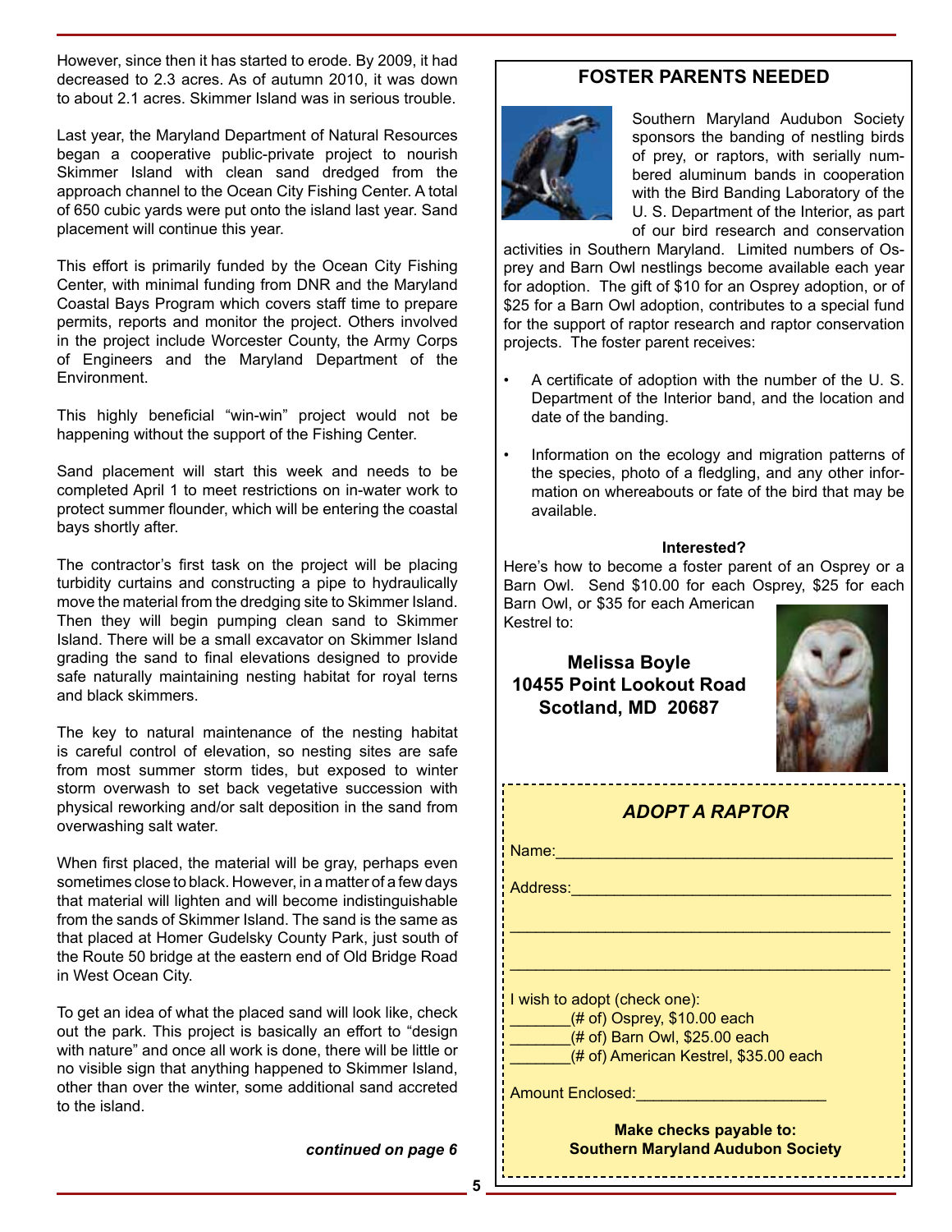However, since then it has started to erode. By 2009, it had decreased to 2.3 acres. As of autumn 2010, it was down to about 2.1 acres. Skimmer Island was in serious trouble.

Last year, the Maryland Department of Natural Resources began a cooperative public-private project to nourish Skimmer Island with clean sand dredged from the approach channel to the Ocean City Fishing Center. A total of 650 cubic yards were put onto the island last year. Sand placement will continue this year.

This effort is primarily funded by the Ocean City Fishing Center, with minimal funding from DNR and the Maryland Coastal Bays Program which covers staff time to prepare permits, reports and monitor the project. Others involved in the project include Worcester County, the Army Corps of Engineers and the Maryland Department of the Environment.

This highly beneficial "win-win" project would not be happening without the support of the Fishing Center.

Sand placement will start this week and needs to be completed April 1 to meet restrictions on in-water work to protect summer flounder, which will be entering the coastal bays shortly after.

The contractor's first task on the project will be placing turbidity curtains and constructing a pipe to hydraulically move the material from the dredging site to Skimmer Island. Then they will begin pumping clean sand to Skimmer Island. There will be a small excavator on Skimmer Island grading the sand to final elevations designed to provide safe naturally maintaining nesting habitat for royal terns and black skimmers.

The key to natural maintenance of the nesting habitat is careful control of elevation, so nesting sites are safe from most summer storm tides, but exposed to winter storm overwash to set back vegetative succession with physical reworking and/or salt deposition in the sand from overwashing salt water.

When first placed, the material will be gray, perhaps even sometimes close to black. However, in a matter of a few days that material will lighten and will become indistinguishable from the sands of Skimmer Island. The sand is the same as that placed at Homer Gudelsky County Park, just south of the Route 50 bridge at the eastern end of Old Bridge Road in West Ocean City.

To get an idea of what the placed sand will look like, check out the park. This project is basically an effort to "design with nature" and once all work is done, there will be little or no visible sign that anything happened to Skimmer Island, other than over the winter, some additional sand accreted to the island.

*continued on page 6*

## FOSTER PARENTS NEEDED

Southern Maryland Audubon Society sponsors the banding of nestling birds of prey, or raptors, with serially numbered aluminum bands in cooperation with the Bird Banding Laboratory of the U. S. Department of the Interior, as part of our bird research and conservation activities in Southern Maryland. Limited numbers of Osprey and Barn Owl nestlings become available each year for adoption. The gift of $10 for an Osprey adoption, or of $25 for a Barn Owl adoption, contributes to a special fund for the support of raptor research and raptor conservation projects. The foster parent receives:

- A certificate of adoption with the number of the U. S. Department of the Interior band, and the location and date of the banding.
- Information on the ecology and migration patterns of the species, photo of a fledgling, and any other information on whereabouts or fate of the bird that may be available.

**Interested?**

Here's how to become a foster parent of an Osprey or a Barn Owl. Send $10.00 for each Osprey, $25 for each Barn Owl, or $35 for each American Kestrel to:

**Melissa Boyle**
**10455 Point Lookout Road**
**Scotland, MD 20687**

### *ADOPT A RAPTOR*

Name:______________________________________

Address:____________________________________

____________________________________________

____________________________________________

I wish to adopt (check one):
_______(# of) Osprey, $10.00 each
_______(# of) Barn Owl, $25.00 each
_______(# of) American Kestrel, $35.00 each

Amount Enclosed:_____________________

**Make checks payable to:**
**Southern Maryland Audubon Society**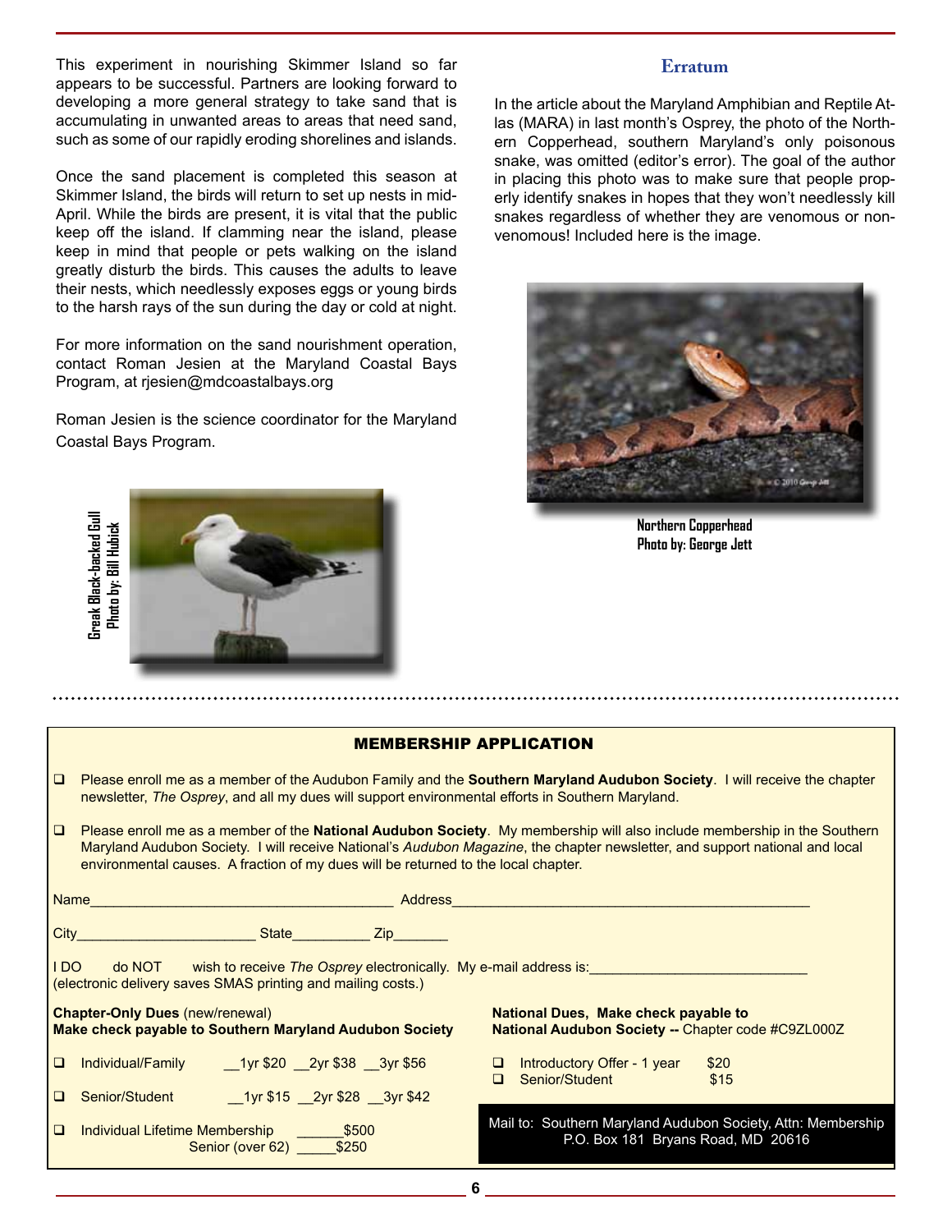This experiment in nourishing Skimmer Island so far appears to be successful. Partners are looking forward to developing a more general strategy to take sand that is accumulating in unwanted areas to areas that need sand, such as some of our rapidly eroding shorelines and islands.

Once the sand placement is completed this season at Skimmer Island, the birds will return to set up nests in mid-April. While the birds are present, it is vital that the public keep off the island. If clamming near the island, please keep in mind that people or pets walking on the island greatly disturb the birds. This causes the adults to leave their nests, which needlessly exposes eggs or young birds to the harsh rays of the sun during the day or cold at night.

For more information on the sand nourishment operation, contact Roman Jesien at the Maryland Coastal Bays Program, at rjesien@mdcoastalbays.org

Roman Jesien is the science coordinator for the Maryland Coastal Bays Program.

Greak Black-backed Gull
Photo by: Bill Hubick

## Erratum

In the article about the Maryland Amphibian and Reptile Atlas (MARA) in last month's Osprey, the photo of the Northern Copperhead, southern Maryland's only poisonous snake, was omitted (editor's error). The goal of the author in placing this photo was to make sure that people properly identify snakes in hopes that they won't needlessly kill snakes regardless of whether they are venomous or non-venomous! Included here is the image.

**Northern Copperhead**
**Photo by: George Jett**

---

## MEMBERSHIP APPLICATION

- ❑ Please enroll me as a member of the Audubon Family and the **Southern Maryland Audubon Society**. I will receive the chapter newsletter, *The Osprey*, and all my dues will support environmental efforts in Southern Maryland.
- ❑ Please enroll me as a member of the **National Audubon Society**. My membership will also include membership in the Southern Maryland Audubon Society. I will receive National's *Audubon Magazine*, the chapter newsletter, and support national and local environmental causes. A fraction of my dues will be returned to the local chapter.

Name______________________________________ Address_____________________________________________

City______________________ State__________ Zip_______

I DO do NOT wish to receive *The Osprey* electronically. My e-mail address is:____________________________
(electronic delivery saves SMAS printing and mailing costs.)

**Chapter-Only Dues** (new/renewal)
**Make check payable to Southern Maryland Audubon Society**

- ❑ Individual/Family __1yr $20 __2yr $38 __3yr $56
- ❑ Senior/Student __1yr $15 __2yr $28 __3yr $42
- ❑ Individual Lifetime Membership ______$500
  Senior (over 62) _____$250

**National Dues, Make check payable to**
**National Audubon Society --** Chapter code #C9ZL000Z

- ❑ Introductory Offer - 1 year $20
- ❑ Senior/Student $15

Mail to: Southern Maryland Audubon Society, Attn: Membership
P.O. Box 181 Bryans Road, MD 20616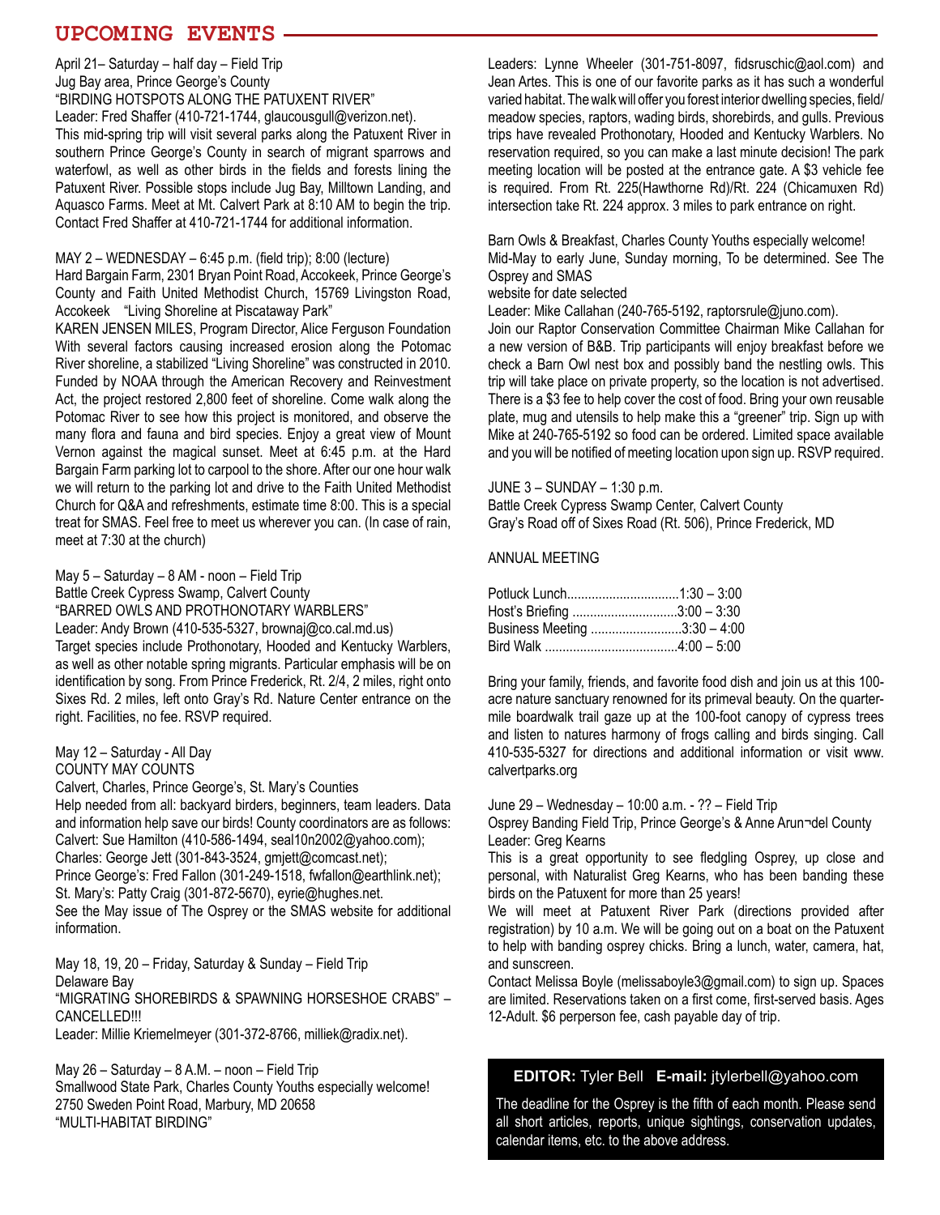# UPCOMING EVENTS

April 21– Saturday – half day – Field Trip
Jug Bay area, Prince George's County
"BIRDING HOTSPOTS ALONG THE PATUXENT RIVER"
Leader: Fred Shaffer (410-721-1744, glaucousgull@verizon.net).
This mid-spring trip will visit several parks along the Patuxent River in southern Prince George's County in search of migrant sparrows and waterfowl, as well as other birds in the fields and forests lining the Patuxent River. Possible stops include Jug Bay, Milltown Landing, and Aquasco Farms. Meet at Mt. Calvert Park at 8:10 AM to begin the trip. Contact Fred Shaffer at 410-721-1744 for additional information.

MAY 2 – WEDNESDAY – 6:45 p.m. (field trip); 8:00 (lecture)
Hard Bargain Farm, 2301 Bryan Point Road, Accokeek, Prince George's County and Faith United Methodist Church, 15769 Livingston Road, Accokeek "Living Shoreline at Piscataway Park"
KAREN JENSEN MILES, Program Director, Alice Ferguson Foundation
With several factors causing increased erosion along the Potomac River shoreline, a stabilized "Living Shoreline" was constructed in 2010. Funded by NOAA through the American Recovery and Reinvestment Act, the project restored 2,800 feet of shoreline. Come walk along the Potomac River to see how this project is monitored, and observe the many flora and fauna and bird species. Enjoy a great view of Mount Vernon against the magical sunset. Meet at 6:45 p.m. at the Hard Bargain Farm parking lot to carpool to the shore. After our one hour walk we will return to the parking lot and drive to the Faith United Methodist Church for Q&A and refreshments, estimate time 8:00. This is a special treat for SMAS. Feel free to meet us wherever you can. (In case of rain, meet at 7:30 at the church)

May 5 – Saturday – 8 AM - noon – Field Trip
Battle Creek Cypress Swamp, Calvert County
"BARRED OWLS AND PROTHONOTARY WARBLERS"
Leader: Andy Brown (410-535-5327, brownaj@co.cal.md.us)
Target species include Prothonotary, Hooded and Kentucky Warblers, as well as other notable spring migrants. Particular emphasis will be on identification by song. From Prince Frederick, Rt. 2/4, 2 miles, right onto Sixes Rd. 2 miles, left onto Gray's Rd. Nature Center entrance on the right. Facilities, no fee. RSVP required.

May 12 – Saturday - All Day
COUNTY MAY COUNTS
Calvert, Charles, Prince George's, St. Mary's Counties
Help needed from all: backyard birders, beginners, team leaders. Data and information help save our birds! County coordinators are as follows:
Calvert: Sue Hamilton (410-586-1494, seal10n2002@yahoo.com);
Charles: George Jett (301-843-3524, gmjett@comcast.net);
Prince George's: Fred Fallon (301-249-1518, fwfallon@earthlink.net);
St. Mary's: Patty Craig (301-872-5670), eyrie@hughes.net.
See the May issue of The Osprey or the SMAS website for additional information.

May 18, 19, 20 – Friday, Saturday & Sunday – Field Trip
Delaware Bay
"MIGRATING SHOREBIRDS & SPAWNING HORSESHOE CRABS" – CANCELLED!!!
Leader: Millie Kriemelmeyer (301-372-8766, milliek@radix.net).

May 26 – Saturday – 8 A.M. – noon – Field Trip
Smallwood State Park, Charles County Youths especially welcome!
2750 Sweden Point Road, Marbury, MD 20658
"MULTI-HABITAT BIRDING"
Leaders: Lynne Wheeler (301-751-8097, fidsruschic@aol.com) and Jean Artes. This is one of our favorite parks as it has such a wonderful varied habitat. The walk will offer you forest interior dwelling species, field/meadow species, raptors, wading birds, shorebirds, and gulls. Previous trips have revealed Prothonotary, Hooded and Kentucky Warblers. No reservation required, so you can make a last minute decision! The park meeting location will be posted at the entrance gate. A $3 vehicle fee is required. From Rt. 225(Hawthorne Rd)/Rt. 224 (Chicamuxen Rd) intersection take Rt. 224 approx. 3 miles to park entrance on right.

Barn Owls & Breakfast, Charles County Youths especially welcome!
Mid-May to early June, Sunday morning, To be determined. See The Osprey and SMAS
website for date selected
Leader: Mike Callahan (240-765-5192, raptorsrule@juno.com).
Join our Raptor Conservation Committee Chairman Mike Callahan for a new version of B&B. Trip participants will enjoy breakfast before we check a Barn Owl nest box and possibly band the nestling owls. This trip will take place on private property, so the location is not advertised. There is a $3 fee to help cover the cost of food. Bring your own reusable plate, mug and utensils to help make this a "greener" trip. Sign up with Mike at 240-765-5192 so food can be ordered. Limited space available and you will be notified of meeting location upon sign up. RSVP required.

JUNE 3 – SUNDAY – 1:30 p.m.
Battle Creek Cypress Swamp Center, Calvert County
Gray's Road off of Sixes Road (Rt. 506), Prince Frederick, MD

ANNUAL MEETING

Potluck Lunch................................1:30 – 3:00
Host's Briefing ..............................3:00 – 3:30
Business Meeting ..........................3:30 – 4:00
Bird Walk ......................................4:00 – 5:00

Bring your family, friends, and favorite food dish and join us at this 100-acre nature sanctuary renowned for its primeval beauty. On the quarter-mile boardwalk trail gaze up at the 100-foot canopy of cypress trees and listen to natures harmony of frogs calling and birds singing. Call 410-535-5327 for directions and additional information or visit www.calvertparks.org

June 29 – Wednesday – 10:00 a.m. - ?? – Field Trip
Osprey Banding Field Trip, Prince George's & Anne Arun¬del County
Leader: Greg Kearns
This is a great opportunity to see fledgling Osprey, up close and personal, with Naturalist Greg Kearns, who has been banding these birds on the Patuxent for more than 25 years!
We will meet at Patuxent River Park (directions provided after registration) by 10 a.m. We will be going out on a boat on the Patuxent to help with banding osprey chicks. Bring a lunch, water, camera, hat, and sunscreen.
Contact Melissa Boyle (melissaboyle3@gmail.com) to sign up. Spaces are limited. Reservations taken on a first come, first-served basis. Ages 12-Adult. $6 perperson fee, cash payable day of trip.

**EDITOR:** Tyler Bell **E-mail:** jtylerbell@yahoo.com

The deadline for the Osprey is the fifth of each month. Please send all short articles, reports, unique sightings, conservation updates, calendar items, etc. to the above address.